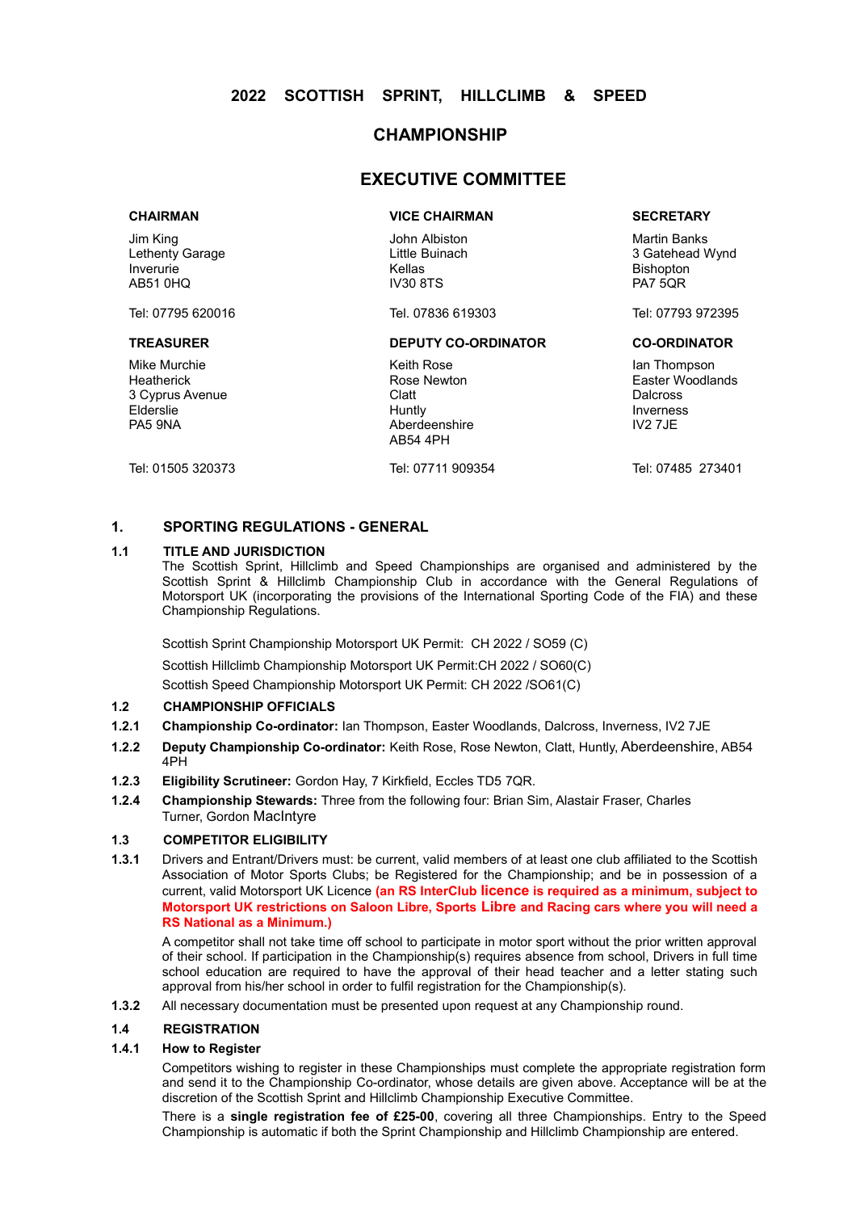# 2022 SCOTTISH SPRINT, HILLCLIMB & SPEED CHAMPIONSHIP

## EXECUTIVE COMMITTEE

| CHAIRMAN | VICE CHAIRMAN | SECRETARY |
|---|---|---|
| Jim King<br>Lethenty Garage<br>Inverurie<br>AB51 0HQ | John Albiston<br>Little Buinach<br>Kellas<br>IV30 8TS | Martin Banks<br>3 Gatehead Wynd<br>Bishopton<br>PA7 5QR |
| Tel: 07795 620016 | Tel. 07836 619303 | Tel: 07793 972395 |
| **TREASURER** | **DEPUTY CO-ORDINATOR** | **CO-ORDINATOR** |
| Mike Murchie<br>Heatherick<br>3 Cyprus Avenue<br>Elderslie<br>PA5 9NA | Keith Rose<br>Rose Newton<br>Clatt<br>Huntly<br>Aberdeenshire<br>AB54 4PH | Ian Thompson<br>Easter Woodlands<br>Dalcross<br>Inverness<br>IV2 7JE |
| Tel: 01505 320373 | Tel: 07711 909354 | Tel: 07485 273401 |

## 1. SPORTING REGULATIONS - GENERAL

### 1.1 TITLE AND JURISDICTION

The Scottish Sprint, Hillclimb and Speed Championships are organised and administered by the Scottish Sprint & Hillclimb Championship Club in accordance with the General Regulations of Motorsport UK (incorporating the provisions of the International Sporting Code of the FIA) and these Championship Regulations.

Scottish Sprint Championship Motorsport UK Permit: CH 2022 / SO59 (C)

Scottish Hillclimb Championship Motorsport UK Permit:CH 2022 / SO60(C)

Scottish Speed Championship Motorsport UK Permit: CH 2022 /SO61(C)

### 1.2 CHAMPIONSHIP OFFICIALS

**1.2.1** **Championship Co-ordinator:** Ian Thompson, Easter Woodlands, Dalcross, Inverness, IV2 7JE

**1.2.2** **Deputy Championship Co-ordinator:** Keith Rose, Rose Newton, Clatt, Huntly, Aberdeenshire, AB54 4PH

**1.2.3** **Eligibility Scrutineer:** Gordon Hay, 7 Kirkfield, Eccles TD5 7QR.

**1.2.4** **Championship Stewards:** Three from the following four: Brian Sim, Alastair Fraser, Charles Turner, Gordon MacIntyre

### 1.3 COMPETITOR ELIGIBILITY

**1.3.1** Drivers and Entrant/Drivers must: be current, valid members of at least one club affiliated to the Scottish Association of Motor Sports Clubs; be Registered for the Championship; and be in possession of a current, valid Motorsport UK Licence **(an RS InterClub licence is required as a minimum, subject to Motorsport UK restrictions on Saloon Libre, Sports Libre and Racing cars where you will need a RS National as a Minimum.)**

A competitor shall not take time off school to participate in motor sport without the prior written approval of their school. If participation in the Championship(s) requires absence from school, Drivers in full time school education are required to have the approval of their head teacher and a letter stating such approval from his/her school in order to fulfil registration for the Championship(s).

**1.3.2** All necessary documentation must be presented upon request at any Championship round.

### 1.4 REGISTRATION

**1.4.1** **How to Register**

Competitors wishing to register in these Championships must complete the appropriate registration form and send it to the Championship Co-ordinator, whose details are given above. Acceptance will be at the discretion of the Scottish Sprint and Hillclimb Championship Executive Committee.

There is a **single registration fee of £25-00**, covering all three Championships. Entry to the Speed Championship is automatic if both the Sprint Championship and Hillclimb Championship are entered.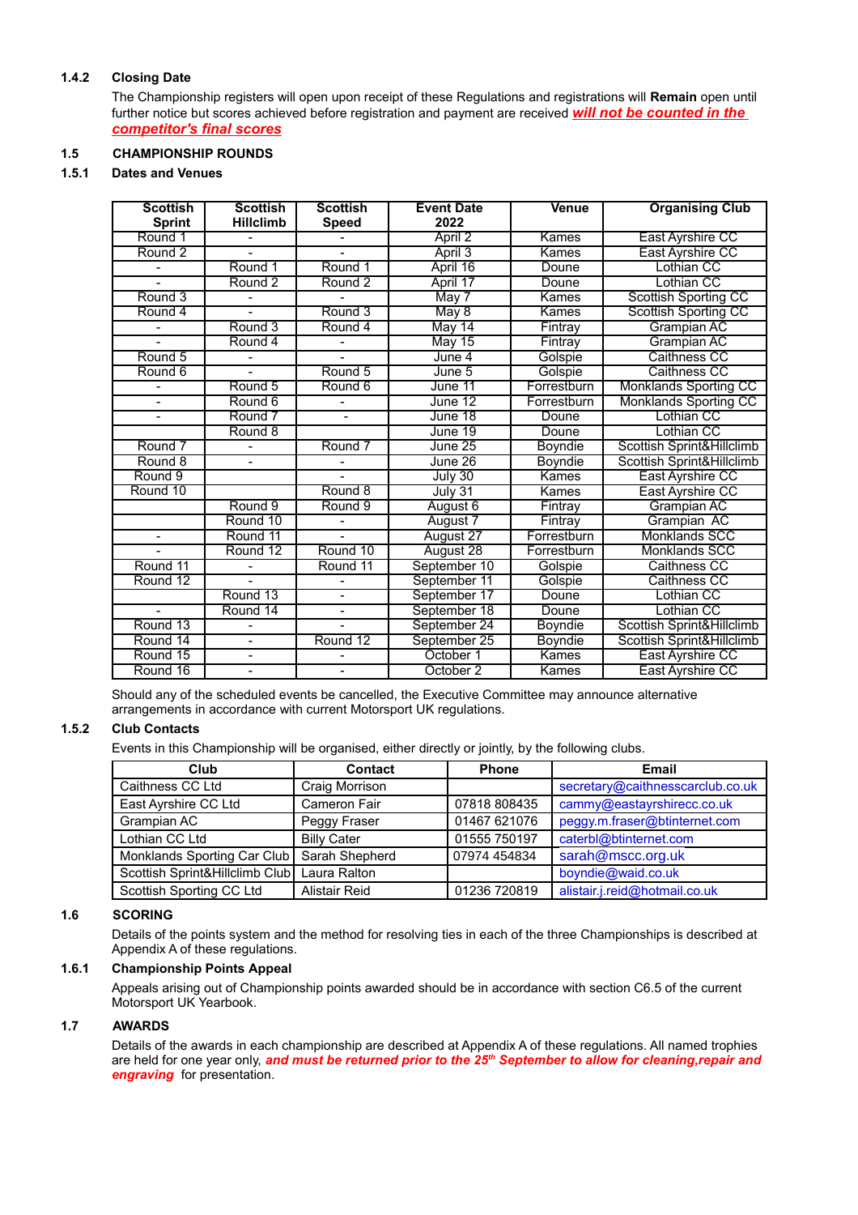### 1.4.2 Closing Date

The Championship registers will open upon receipt of these Regulations and registrations will **Remain** open until further notice but scores achieved before registration and payment are received ***will not be counted in the competitor's final scores***

## 1.5 CHAMPIONSHIP ROUNDS

### 1.5.1 Dates and Venues

| Scottish Sprint | Scottish Hillclimb | Scottish Speed | Event Date 2022 | Venue | Organising Club |
|---|---|---|---|---|---|
| Round 1 | - | - | April 2 | Kames | East Ayrshire CC |
| Round 2 | - | - | April 3 | Kames | East Ayrshire CC |
| - | Round 1 | Round 1 | April 16 | Doune | Lothian CC |
| - | Round 2 | Round 2 | April 17 | Doune | Lothian CC |
| Round 3 | - | - | May 7 | Kames | Scottish Sporting CC |
| Round 4 | - | Round 3 | May 8 | Kames | Scottish Sporting CC |
| - | Round 3 | Round 4 | May 14 | Fintray | Grampian AC |
| - | Round 4 | - | May 15 | Fintray | Grampian AC |
| Round 5 | - | - | June 4 | Golspie | Caithness CC |
| Round 6 | - | Round 5 | June 5 | Golspie | Caithness CC |
| - | Round 5 | Round 6 | June 11 | Forrestburn | Monklands Sporting CC |
| - | Round 6 | - | June 12 | Forrestburn | Monklands Sporting CC |
| - | Round 7 | - | June 18 | Doune | Lothian CC |
| | Round 8 | | June 19 | Doune | Lothian CC |
| Round 7 | - | Round 7 | June 25 | Boyndie | Scottish Sprint&Hillclimb |
| Round 8 | - | - | June 26 | Boyndie | Scottish Sprint&Hillclimb |
| Round 9 | | - | July 30 | Kames | East Ayrshire CC |
| Round 10 | | Round 8 | July 31 | Kames | East Ayrshire CC |
| | Round 9 | Round 9 | August 6 | Fintray | Grampian AC |
| | Round 10 | - | August 7 | Fintray | Grampian AC |
| - | Round 11 | - | August 27 | Forrestburn | Monklands SCC |
| - | Round 12 | Round 10 | August 28 | Forrestburn | Monklands SCC |
| Round 11 | - | Round 11 | September 10 | Golspie | Caithness CC |
| Round 12 | - | - | September 11 | Golspie | Caithness CC |
| | Round 13 | - | September 17 | Doune | Lothian CC |
| - | Round 14 | - | September 18 | Doune | Lothian CC |
| Round 13 | - | - | September 24 | Boyndie | Scottish Sprint&Hillclimb |
| Round 14 | - | Round 12 | September 25 | Boyndie | Scottish Sprint&Hillclimb |
| Round 15 | - | - | October 1 | Kames | East Ayrshire CC |
| Round 16 | - | - | October 2 | Kames | East Ayrshire CC |

Should any of the scheduled events be cancelled, the Executive Committee may announce alternative arrangements in accordance with current Motorsport UK regulations.

### 1.5.2 Club Contacts

Events in this Championship will be organised, either directly or jointly, by the following clubs.

| Club | Contact | Phone | Email |
|---|---|---|---|
| Caithness CC Ltd | Craig Morrison | | secretary@caithnesscarclub.co.uk |
| East Ayrshire CC Ltd | Cameron Fair | 07818 808435 | cammy@eastayrshirecc.co.uk |
| Grampian AC | Peggy Fraser | 01467 621076 | peggy.m.fraser@btinternet.com |
| Lothian CC Ltd | Billy Cater | 01555 750197 | caterbl@btinternet.com |
| Monklands Sporting Car Club | Sarah Shepherd | 07974 454834 | sarah@mscc.org.uk |
| Scottish Sprint&Hillclimb Club | Laura Ralton | | boyndie@waid.co.uk |
| Scottish Sporting CC Ltd | Alistair Reid | 01236 720819 | alistair.j.reid@hotmail.co.uk |

## 1.6 SCORING

Details of the points system and the method for resolving ties in each of the three Championships is described at Appendix A of these regulations.

### 1.6.1 Championship Points Appeal

Appeals arising out of Championship points awarded should be in accordance with section C6.5 of the current Motorsport UK Yearbook.

## 1.7 AWARDS

Details of the awards in each championship are described at Appendix A of these regulations. All named trophies are held for one year only, ***and must be returned prior to the 25th September to allow for cleaning,repair and engraving*** for presentation.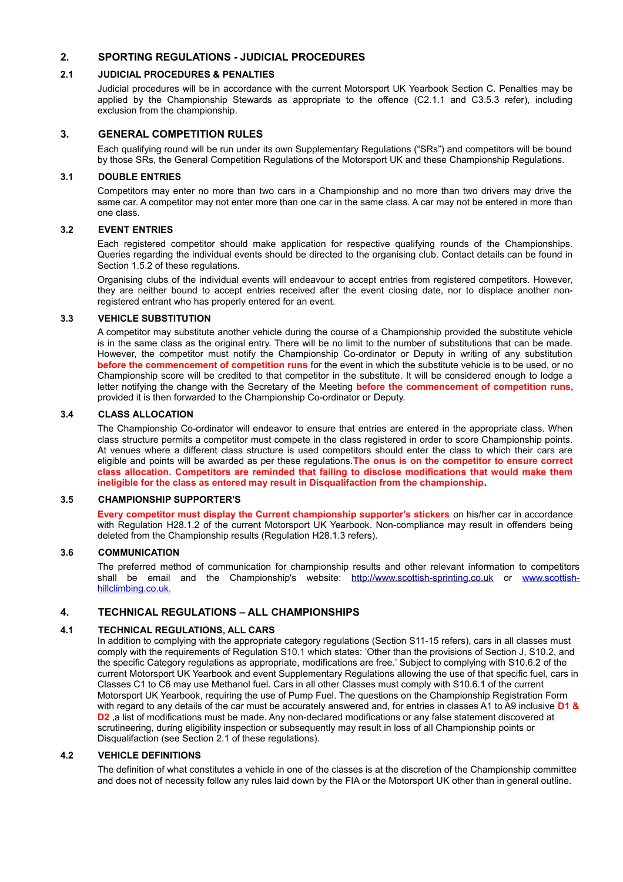## 2. SPORTING REGULATIONS - JUDICIAL PROCEDURES

### 2.1 JUDICIAL PROCEDURES & PENALTIES

Judicial procedures will be in accordance with the current Motorsport UK Yearbook Section C. Penalties may be applied by the Championship Stewards as appropriate to the offence (C2.1.1 and C3.5.3 refer), including exclusion from the championship.

## 3. GENERAL COMPETITION RULES

Each qualifying round will be run under its own Supplementary Regulations ("SRs") and competitors will be bound by those SRs, the General Competition Regulations of the Motorsport UK and these Championship Regulations.

### 3.1 DOUBLE ENTRIES

Competitors may enter no more than two cars in a Championship and no more than two drivers may drive the same car. A competitor may not enter more than one car in the same class. A car may not be entered in more than one class.

### 3.2 EVENT ENTRIES

Each registered competitor should make application for respective qualifying rounds of the Championships. Queries regarding the individual events should be directed to the organising club. Contact details can be found in Section 1.5.2 of these regulations.

Organising clubs of the individual events will endeavour to accept entries from registered competitors. However, they are neither bound to accept entries received after the event closing date, nor to displace another non-registered entrant who has properly entered for an event.

### 3.3 VEHICLE SUBSTITUTION

A competitor may substitute another vehicle during the course of a Championship provided the substitute vehicle is in the same class as the original entry. There will be no limit to the number of substitutions that can be made. However, the competitor must notify the Championship Co-ordinator or Deputy in writing of any substitution **before the commencement of competition runs** for the event in which the substitute vehicle is to be used, or no Championship score will be credited to that competitor in the substitute. It will be considered enough to lodge a letter notifying the change with the Secretary of the Meeting **before the commencement of competition runs,** provided it is then forwarded to the Championship Co-ordinator or Deputy.

### 3.4 CLASS ALLOCATION

The Championship Co-ordinator will endeavor to ensure that entries are entered in the appropriate class. When class structure permits a competitor must compete in the class registered in order to score Championship points. At venues where a different class structure is used competitors should enter the class to which their cars are eligible and points will be awarded as per these regulations.**The onus is on the competitor to ensure correct class allocation. Competitors are reminded that failing to disclose modifications that would make them ineligible for the class as entered may result in Disqualifaction from the championship.**

### 3.5 CHAMPIONSHIP SUPPORTER'S

**Every competitor must display the Current championship supporter's stickers** on his/her car in accordance with Regulation H28.1.2 of the current Motorsport UK Yearbook. Non-compliance may result in offenders being deleted from the Championship results (Regulation H28.1.3 refers).

### 3.6 COMMUNICATION

The preferred method of communication for championship results and other relevant information to competitors shall be email and the Championship's website: http://www.scottish-sprinting.co.uk or www.scottish-hillclimbing.co.uk.

## 4. TECHNICAL REGULATIONS – ALL CHAMPIONSHIPS

### 4.1 TECHNICAL REGULATIONS, ALL CARS

In addition to complying with the appropriate category regulations (Section S11-15 refers), cars in all classes must comply with the requirements of Regulation S10.1 which states: 'Other than the provisions of Section J, S10.2, and the specific Category regulations as appropriate, modifications are free.' Subject to complying with S10.6.2 of the current Motorsport UK Yearbook and event Supplementary Regulations allowing the use of that specific fuel, cars in Classes C1 to C6 may use Methanol fuel. Cars in all other Classes must comply with S10.6.1 of the current Motorsport UK Yearbook, requiring the use of Pump Fuel. The questions on the Championship Registration Form with regard to any details of the car must be accurately answered and, for entries in classes A1 to A9 inclusive **D1 & D2** ,a list of modifications must be made. Any non-declared modifications or any false statement discovered at scrutineering, during eligibility inspection or subsequently may result in loss of all Championship points or Disqualifaction (see Section 2.1 of these regulations).

### 4.2 VEHICLE DEFINITIONS

The definition of what constitutes a vehicle in one of the classes is at the discretion of the Championship committee and does not of necessity follow any rules laid down by the FIA or the Motorsport UK other than in general outline.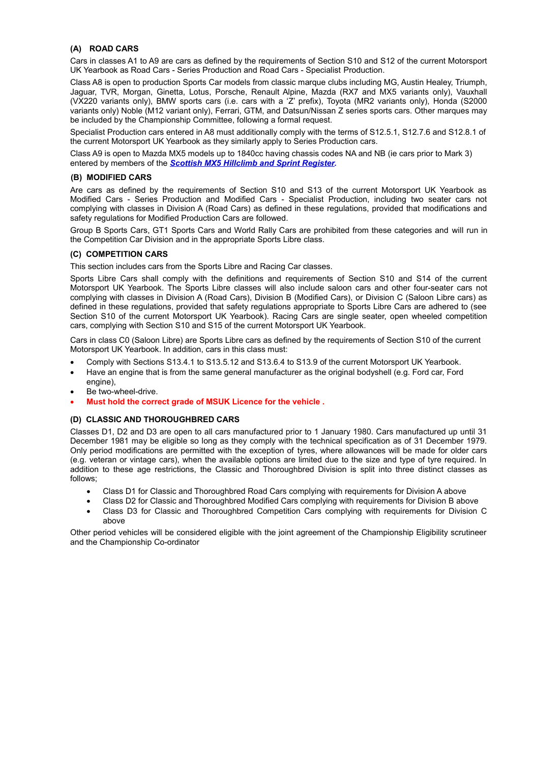### (A) ROAD CARS

Cars in classes A1 to A9 are cars as defined by the requirements of Section S10 and S12 of the current Motorsport UK Yearbook as Road Cars - Series Production and Road Cars - Specialist Production.

Class A8 is open to production Sports Car models from classic marque clubs including MG, Austin Healey, Triumph, Jaguar, TVR, Morgan, Ginetta, Lotus, Porsche, Renault Alpine, Mazda (RX7 and MX5 variants only), Vauxhall (VX220 variants only), BMW sports cars (i.e. cars with a 'Z' prefix), Toyota (MR2 variants only), Honda (S2000 variants only) Noble (M12 variant only), Ferrari, GTM, and Datsun/Nissan Z series sports cars. Other marques may be included by the Championship Committee, following a formal request.

Specialist Production cars entered in A8 must additionally comply with the terms of S12.5.1, S12.7.6 and S12.8.1 of the current Motorsport UK Yearbook as they similarly apply to Series Production cars.

Class A9 is open to Mazda MX5 models up to 1840cc having chassis codes NA and NB (ie cars prior to Mark 3) entered by members of the ***Scottish MX5 Hillclimb and Sprint Register***.

### (B) MODIFIED CARS

Are cars as defined by the requirements of Section S10 and S13 of the current Motorsport UK Yearbook as Modified Cars - Series Production and Modified Cars - Specialist Production, including two seater cars not complying with classes in Division A (Road Cars) as defined in these regulations, provided that modifications and safety regulations for Modified Production Cars are followed.

Group B Sports Cars, GT1 Sports Cars and World Rally Cars are prohibited from these categories and will run in the Competition Car Division and in the appropriate Sports Libre class.

### (C) COMPETITION CARS

This section includes cars from the Sports Libre and Racing Car classes.

Sports Libre Cars shall comply with the definitions and requirements of Section S10 and S14 of the current Motorsport UK Yearbook. The Sports Libre classes will also include saloon cars and other four-seater cars not complying with classes in Division A (Road Cars), Division B (Modified Cars), or Division C (Saloon Libre cars) as defined in these regulations, provided that safety regulations appropriate to Sports Libre Cars are adhered to (see Section S10 of the current Motorsport UK Yearbook). Racing Cars are single seater, open wheeled competition cars, complying with Section S10 and S15 of the current Motorsport UK Yearbook.

Cars in class C0 (Saloon Libre) are Sports Libre cars as defined by the requirements of Section S10 of the current Motorsport UK Yearbook. In addition, cars in this class must:

- Comply with Sections S13.4.1 to S13.5.12 and S13.6.4 to S13.9 of the current Motorsport UK Yearbook.
- Have an engine that is from the same general manufacturer as the original bodyshell (e.g. Ford car, Ford engine),
- Be two-wheel-drive.
- **Must hold the correct grade of MSUK Licence for the vehicle .**

### (D) CLASSIC AND THOROUGHBRED CARS

Classes D1, D2 and D3 are open to all cars manufactured prior to 1 January 1980. Cars manufactured up until 31 December 1981 may be eligible so long as they comply with the technical specification as of 31 December 1979. Only period modifications are permitted with the exception of tyres, where allowances will be made for older cars (e.g. veteran or vintage cars), when the available options are limited due to the size and type of tyre required. In addition to these age restrictions, the Classic and Thoroughbred Division is split into three distinct classes as follows;

- Class D1 for Classic and Thoroughbred Road Cars complying with requirements for Division A above
- Class D2 for Classic and Thoroughbred Modified Cars complying with requirements for Division B above
- Class D3 for Classic and Thoroughbred Competition Cars complying with requirements for Division C above

Other period vehicles will be considered eligible with the joint agreement of the Championship Eligibility scrutineer and the Championship Co-ordinator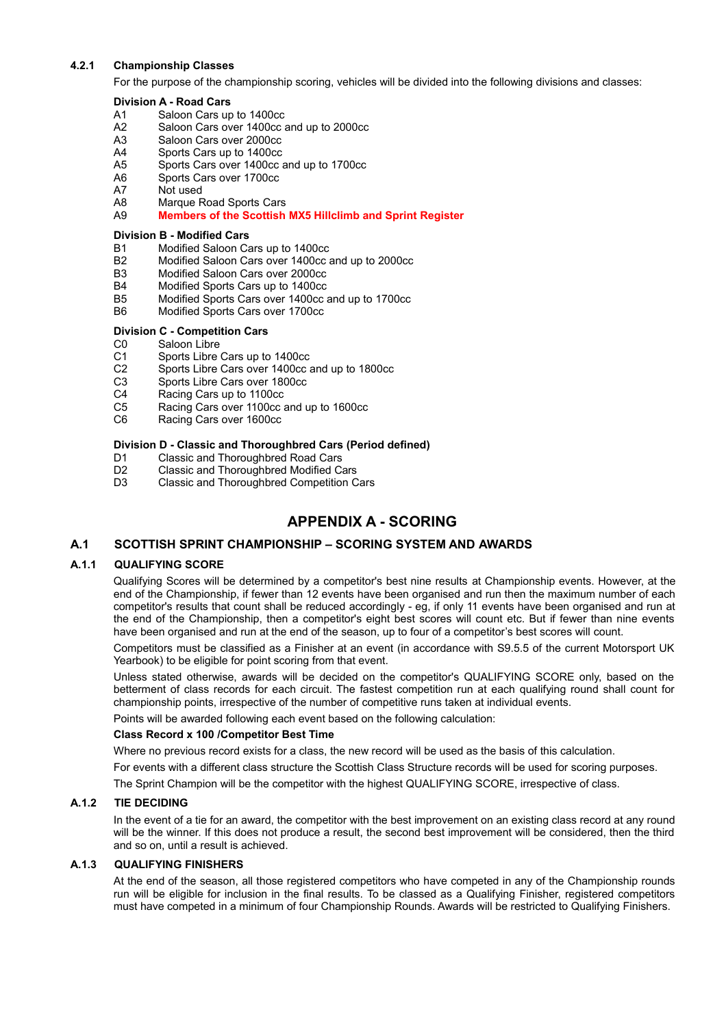#### 4.2.1 Championship Classes

For the purpose of the championship scoring, vehicles will be divided into the following divisions and classes:

**Division A - Road Cars**

- A1 Saloon Cars up to 1400cc
- A2 Saloon Cars over 1400cc and up to 2000cc
- A3 Saloon Cars over 2000cc
- A4 Sports Cars up to 1400cc
- A5 Sports Cars over 1400cc and up to 1700cc
- A6 Sports Cars over 1700cc
- A7 Not used
- A8 Marque Road Sports Cars
- A9 **Members of the Scottish MX5 Hillclimb and Sprint Register**

**Division B - Modified Cars**

- B1 Modified Saloon Cars up to 1400cc
- B2 Modified Saloon Cars over 1400cc and up to 2000cc
- B3 Modified Saloon Cars over 2000cc
- B4 Modified Sports Cars up to 1400cc
- B5 Modified Sports Cars over 1400cc and up to 1700cc
- B6 Modified Sports Cars over 1700cc

**Division C - Competition Cars**

- C0 Saloon Libre
- C1 Sports Libre Cars up to 1400cc
- C2 Sports Libre Cars over 1400cc and up to 1800cc
- C3 Sports Libre Cars over 1800cc
- C4 Racing Cars up to 1100cc
- C5 Racing Cars over 1100cc and up to 1600cc
- C6 Racing Cars over 1600cc

**Division D - Classic and Thoroughbred Cars (Period defined)**

- D1 Classic and Thoroughbred Road Cars
- D2 Classic and Thoroughbred Modified Cars
- D3 Classic and Thoroughbred Competition Cars

# APPENDIX A - SCORING

## A.1 SCOTTISH SPRINT CHAMPIONSHIP – SCORING SYSTEM AND AWARDS

### A.1.1 QUALIFYING SCORE

Qualifying Scores will be determined by a competitor's best nine results at Championship events. However, at the end of the Championship, if fewer than 12 events have been organised and run then the maximum number of each competitor's results that count shall be reduced accordingly - eg, if only 11 events have been organised and run at the end of the Championship, then a competitor's eight best scores will count etc. But if fewer than nine events have been organised and run at the end of the season, up to four of a competitor's best scores will count.

Competitors must be classified as a Finisher at an event (in accordance with S9.5.5 of the current Motorsport UK Yearbook) to be eligible for point scoring from that event.

Unless stated otherwise, awards will be decided on the competitor's QUALIFYING SCORE only, based on the betterment of class records for each circuit. The fastest competition run at each qualifying round shall count for championship points, irrespective of the number of competitive runs taken at individual events.

Points will be awarded following each event based on the following calculation:

**Class Record x 100 /Competitor Best Time**

Where no previous record exists for a class, the new record will be used as the basis of this calculation.

For events with a different class structure the Scottish Class Structure records will be used for scoring purposes.

The Sprint Champion will be the competitor with the highest QUALIFYING SCORE, irrespective of class.

### A.1.2 TIE DECIDING

In the event of a tie for an award, the competitor with the best improvement on an existing class record at any round will be the winner. If this does not produce a result, the second best improvement will be considered, then the third and so on, until a result is achieved.

### A.1.3 QUALIFYING FINISHERS

At the end of the season, all those registered competitors who have competed in any of the Championship rounds run will be eligible for inclusion in the final results. To be classed as a Qualifying Finisher, registered competitors must have competed in a minimum of four Championship Rounds. Awards will be restricted to Qualifying Finishers.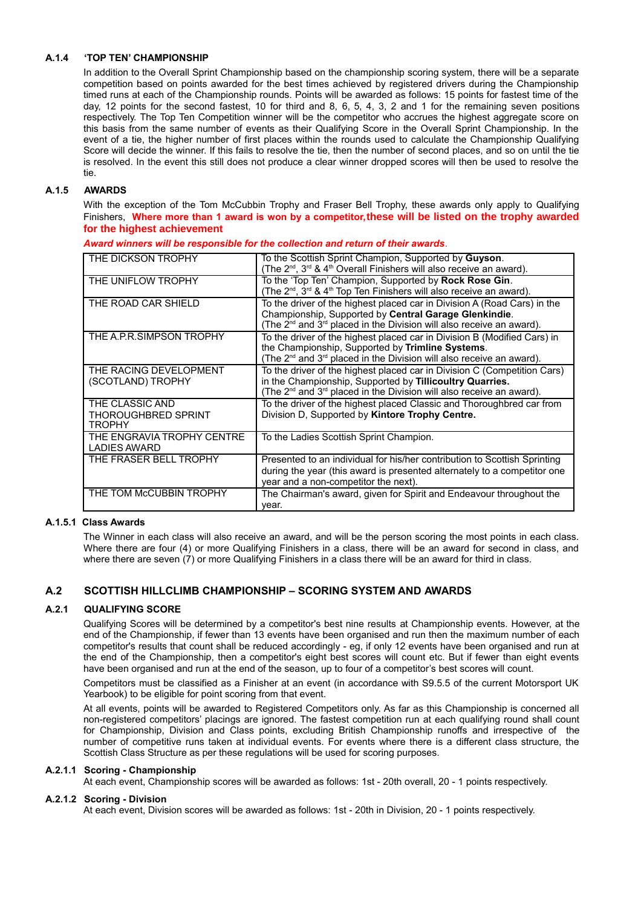### A.1.4 'TOP TEN' CHAMPIONSHIP

In addition to the Overall Sprint Championship based on the championship scoring system, there will be a separate competition based on points awarded for the best times achieved by registered drivers during the Championship timed runs at each of the Championship rounds. Points will be awarded as follows: 15 points for fastest time of the day, 12 points for the second fastest, 10 for third and 8, 6, 5, 4, 3, 2 and 1 for the remaining seven positions respectively. The Top Ten Competition winner will be the competitor who accrues the highest aggregate score on this basis from the same number of events as their Qualifying Score in the Overall Sprint Championship. In the event of a tie, the higher number of first places within the rounds used to calculate the Championship Qualifying Score will decide the winner. If this fails to resolve the tie, then the number of second places, and so on until the tie is resolved. In the event this still does not produce a clear winner dropped scores will then be used to resolve the tie.

### A.1.5 AWARDS

With the exception of the Tom McCubbin Trophy and Fraser Bell Trophy, these awards only apply to Qualifying Finishers, **Where more than 1 award is won by a competitor,these will be listed on the trophy awarded for the highest achievement**

***Award winners will be responsible for the collection and return of their awards.***

| | |
|---|---|
| THE DICKSON TROPHY | To the Scottish Sprint Champion, Supported by **Guyson**. (The 2nd, 3rd & 4th Overall Finishers will also receive an award). |
| THE UNIFLOW TROPHY | To the 'Top Ten' Champion, Supported by **Rock Rose Gin**. (The 2nd, 3rd & 4th Top Ten Finishers will also receive an award). |
| THE ROAD CAR SHIELD | To the driver of the highest placed car in Division A (Road Cars) in the Championship, Supported by **Central Garage Glenkindie**. (The 2nd and 3rd placed in the Division will also receive an award). |
| THE A.P.R.SIMPSON TROPHY | To the driver of the highest placed car in Division B (Modified Cars) in the Championship, Supported by **Trimline Systems**. (The 2nd and 3rd placed in the Division will also receive an award). |
| THE RACING DEVELOPMENT (SCOTLAND) TROPHY | To the driver of the highest placed car in Division C (Competition Cars) in the Championship, Supported by **Tillicoultry Quarries.** (The 2nd and 3rd placed in the Division will also receive an award). |
| THE CLASSIC AND THOROUGHBRED SPRINT TROPHY | To the driver of the highest placed Classic and Thoroughbred car from Division D, Supported by **Kintore Trophy Centre.** |
| THE ENGRAVIA TROPHY CENTRE LADIES AWARD | To the Ladies Scottish Sprint Champion. |
| THE FRASER BELL TROPHY | Presented to an individual for his/her contribution to Scottish Sprinting during the year (this award is presented alternately to a competitor one year and a non-competitor the next). |
| THE TOM McCUBBIN TROPHY | The Chairman's award, given for Spirit and Endeavour throughout the year. |

#### A.1.5.1 Class Awards

The Winner in each class will also receive an award, and will be the person scoring the most points in each class. Where there are four (4) or more Qualifying Finishers in a class, there will be an award for second in class, and where there are seven (7) or more Qualifying Finishers in a class there will be an award for third in class.

## A.2 SCOTTISH HILLCLIMB CHAMPIONSHIP – SCORING SYSTEM AND AWARDS

### A.2.1 QUALIFYING SCORE

Qualifying Scores will be determined by a competitor's best nine results at Championship events. However, at the end of the Championship, if fewer than 13 events have been organised and run then the maximum number of each competitor's results that count shall be reduced accordingly - eg, if only 12 events have been organised and run at the end of the Championship, then a competitor's eight best scores will count etc. But if fewer than eight events have been organised and run at the end of the season, up to four of a competitor's best scores will count.

Competitors must be classified as a Finisher at an event (in accordance with S9.5.5 of the current Motorsport UK Yearbook) to be eligible for point scoring from that event.

At all events, points will be awarded to Registered Competitors only. As far as this Championship is concerned all non-registered competitors' placings are ignored. The fastest competition run at each qualifying round shall count for Championship, Division and Class points, excluding British Championship runoffs and irrespective of the number of competitive runs taken at individual events. For events where there is a different class structure, the Scottish Class Structure as per these regulations will be used for scoring purposes.

#### A.2.1.1 Scoring - Championship

At each event, Championship scores will be awarded as follows: 1st - 20th overall, 20 - 1 points respectively.

#### A.2.1.2 Scoring - Division

At each event, Division scores will be awarded as follows: 1st - 20th in Division, 20 - 1 points respectively.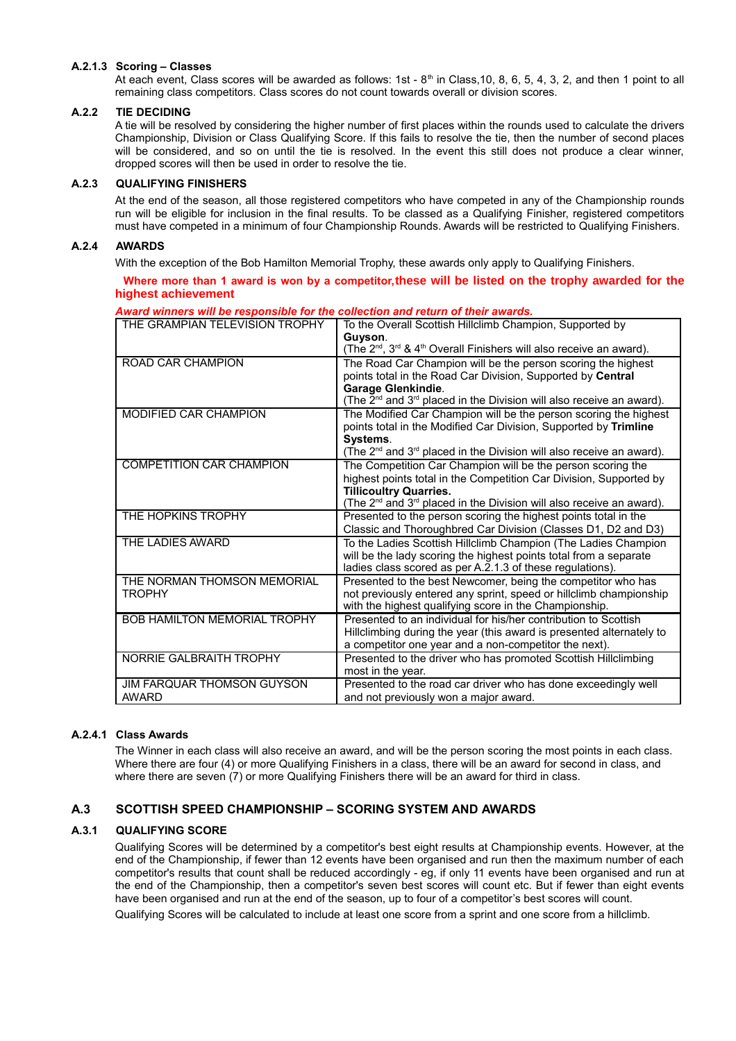#### A.2.1.3 Scoring – Classes

At each event, Class scores will be awarded as follows: 1st - 8th in Class,10, 8, 6, 5, 4, 3, 2, and then 1 point to all remaining class competitors. Class scores do not count towards overall or division scores.

### A.2.2 TIE DECIDING

A tie will be resolved by considering the higher number of first places within the rounds used to calculate the drivers Championship, Division or Class Qualifying Score. If this fails to resolve the tie, then the number of second places will be considered, and so on until the tie is resolved. In the event this still does not produce a clear winner, dropped scores will then be used in order to resolve the tie.

### A.2.3 QUALIFYING FINISHERS

At the end of the season, all those registered competitors who have competed in any of the Championship rounds run will be eligible for inclusion in the final results. To be classed as a Qualifying Finisher, registered competitors must have competed in a minimum of four Championship Rounds. Awards will be restricted to Qualifying Finishers.

### A.2.4 AWARDS

With the exception of the Bob Hamilton Memorial Trophy, these awards only apply to Qualifying Finishers.

**Where more than 1 award is won by a competitor,these will be listed on the trophy awarded for the highest achievement**

***Award winners will be responsible for the collection and return of their awards.***

| | |
|---|---|
| THE GRAMPIAN TELEVISION TROPHY | To the Overall Scottish Hillclimb Champion, Supported by **Guyson**. (The 2nd, 3rd & 4th Overall Finishers will also receive an award). |
| ROAD CAR CHAMPION | The Road Car Champion will be the person scoring the highest points total in the Road Car Division, Supported by **Central Garage Glenkindie**. (The 2nd and 3rd placed in the Division will also receive an award). |
| MODIFIED CAR CHAMPION | The Modified Car Champion will be the person scoring the highest points total in the Modified Car Division, Supported by **Trimline Systems**. (The 2nd and 3rd placed in the Division will also receive an award). |
| COMPETITION CAR CHAMPION | The Competition Car Champion will be the person scoring the highest points total in the Competition Car Division, Supported by **Tillicoultry Quarries.** (The 2nd and 3rd placed in the Division will also receive an award). |
| THE HOPKINS TROPHY | Presented to the person scoring the highest points total in the Classic and Thoroughbred Car Division (Classes D1, D2 and D3) |
| THE LADIES AWARD | To the Ladies Scottish Hillclimb Champion (The Ladies Champion will be the lady scoring the highest points total from a separate ladies class scored as per A.2.1.3 of these regulations). |
| THE NORMAN THOMSON MEMORIAL TROPHY | Presented to the best Newcomer, being the competitor who has not previously entered any sprint, speed or hillclimb championship with the highest qualifying score in the Championship. |
| BOB HAMILTON MEMORIAL TROPHY | Presented to an individual for his/her contribution to Scottish Hillclimbing during the year (this award is presented alternately to a competitor one year and a non-competitor the next). |
| NORRIE GALBRAITH TROPHY | Presented to the driver who has promoted Scottish Hillclimbing most in the year. |
| JIM FARQUAR THOMSON GUYSON AWARD | Presented to the road car driver who has done exceedingly well and not previously won a major award. |

#### A.2.4.1 Class Awards

The Winner in each class will also receive an award, and will be the person scoring the most points in each class. Where there are four (4) or more Qualifying Finishers in a class, there will be an award for second in class, and where there are seven (7) or more Qualifying Finishers there will be an award for third in class.

## A.3 SCOTTISH SPEED CHAMPIONSHIP – SCORING SYSTEM AND AWARDS

### A.3.1 QUALIFYING SCORE

Qualifying Scores will be determined by a competitor's best eight results at Championship events. However, at the end of the Championship, if fewer than 12 events have been organised and run then the maximum number of each competitor's results that count shall be reduced accordingly - eg, if only 11 events have been organised and run at the end of the Championship, then a competitor's seven best scores will count etc. But if fewer than eight events have been organised and run at the end of the season, up to four of a competitor's best scores will count.

Qualifying Scores will be calculated to include at least one score from a sprint and one score from a hillclimb.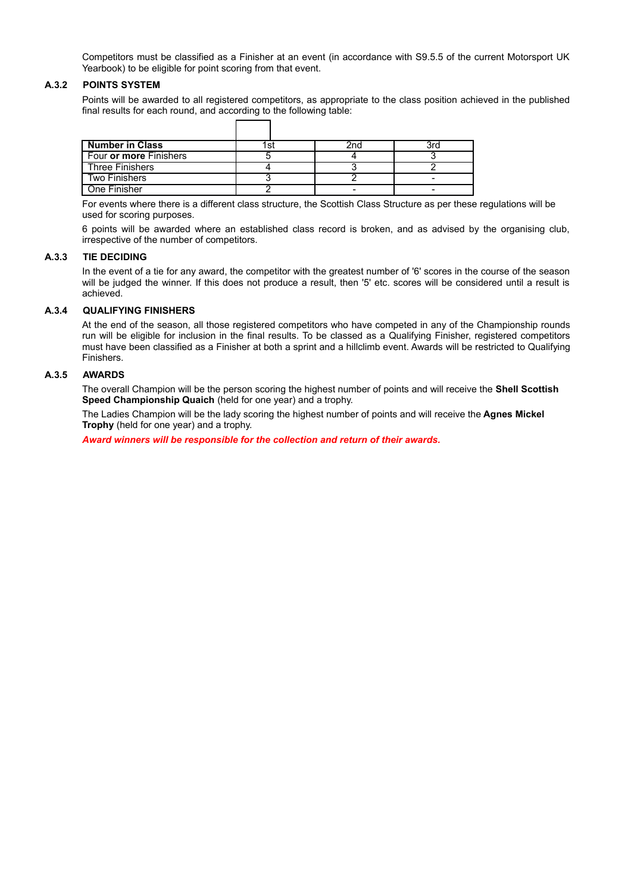Competitors must be classified as a Finisher at an event (in accordance with S9.5.5 of the current Motorsport UK Yearbook) to be eligible for point scoring from that event.

### A.3.2 POINTS SYSTEM

Points will be awarded to all registered competitors, as appropriate to the class position achieved in the published final results for each round, and according to the following table:

| **Number in Class** | 1st | 2nd | 3rd |
|---|---|---|---|
| Four **or more** Finishers | 5 | 4 | 3 |
| Three Finishers | 4 | 3 | 2 |
| Two Finishers | 3 | 2 | - |
| One Finisher | 2 | - | - |

For events where there is a different class structure, the Scottish Class Structure as per these regulations will be used for scoring purposes.

6 points will be awarded where an established class record is broken, and as advised by the organising club, irrespective of the number of competitors.

### A.3.3 TIE DECIDING

In the event of a tie for any award, the competitor with the greatest number of '6' scores in the course of the season will be judged the winner. If this does not produce a result, then '5' etc. scores will be considered until a result is achieved.

### A.3.4 QUALIFYING FINISHERS

At the end of the season, all those registered competitors who have competed in any of the Championship rounds run will be eligible for inclusion in the final results. To be classed as a Qualifying Finisher, registered competitors must have been classified as a Finisher at both a sprint and a hillclimb event. Awards will be restricted to Qualifying Finishers.

### A.3.5 AWARDS

The overall Champion will be the person scoring the highest number of points and will receive the **Shell Scottish Speed Championship Quaich** (held for one year) and a trophy.

The Ladies Champion will be the lady scoring the highest number of points and will receive the **Agnes Mickel Trophy** (held for one year) and a trophy.

***Award winners will be responsible for the collection and return of their awards.***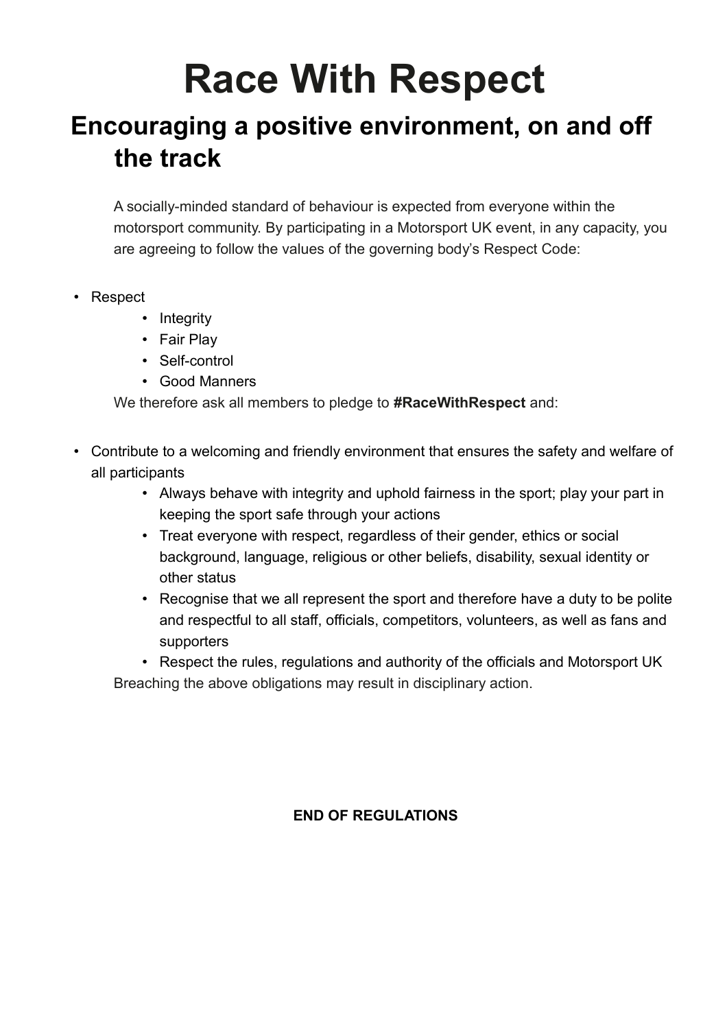# Race With Respect

## Encouraging a positive environment, on and off the track

A socially-minded standard of behaviour is expected from everyone within the motorsport community. By participating in a Motorsport UK event, in any capacity, you are agreeing to follow the values of the governing body's Respect Code:

- Respect
    - Integrity
    - Fair Play
    - Self-control
    - Good Manners

We therefore ask all members to pledge to **#RaceWithRespect** and:

- Contribute to a welcoming and friendly environment that ensures the safety and welfare of all participants
    - Always behave with integrity and uphold fairness in the sport; play your part in keeping the sport safe through your actions
    - Treat everyone with respect, regardless of their gender, ethics or social background, language, religious or other beliefs, disability, sexual identity or other status
    - Recognise that we all represent the sport and therefore have a duty to be polite and respectful to all staff, officials, competitors, volunteers, as well as fans and supporters
    - Respect the rules, regulations and authority of the officials and Motorsport UK

Breaching the above obligations may result in disciplinary action.

**END OF REGULATIONS**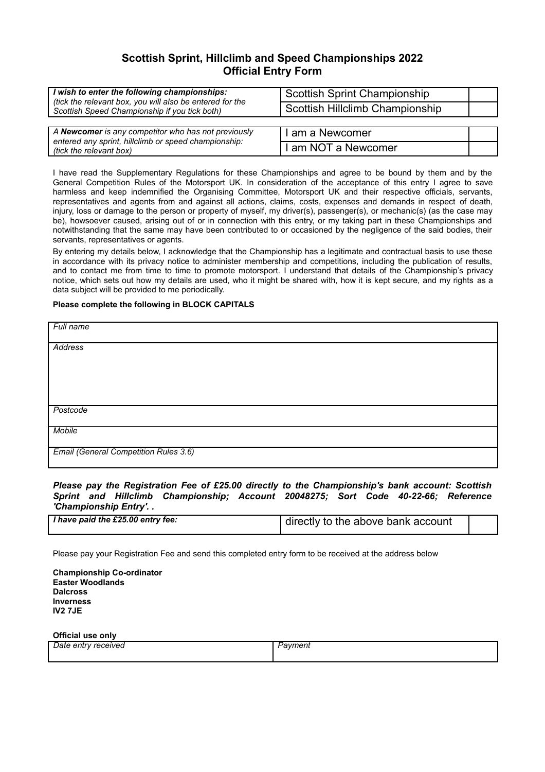# Scottish Sprint, Hillclimb and Speed Championships 2022
## Official Entry Form

| ***I wish to enter the following championships:*** *(tick the relevant box, you will also be entered for the Scottish Speed Championship if you tick both)* | Scottish Sprint Championship | |
|---|---|---|
| | Scottish Hillclimb Championship | |

| *A **Newcomer** is any competitor who has not previously entered any sprint, hillclimb or speed championship: (tick the relevant box)* | I am a Newcomer | |
|---|---|---|
| | I am NOT a Newcomer | |

I have read the Supplementary Regulations for these Championships and agree to be bound by them and by the General Competition Rules of the Motorsport UK. In consideration of the acceptance of this entry I agree to save harmless and keep indemnified the Organising Committee, Motorsport UK and their respective officials, servants, representatives and agents from and against all actions, claims, costs, expenses and demands in respect of death, injury, loss or damage to the person or property of myself, my driver(s), passenger(s), or mechanic(s) (as the case may be), howsoever caused, arising out of or in connection with this entry, or my taking part in these Championships and notwithstanding that the same may have been contributed to or occasioned by the negligence of the said bodies, their servants, representatives or agents.

By entering my details below, I acknowledge that the Championship has a legitimate and contractual basis to use these in accordance with its privacy notice to administer membership and competitions, including the publication of results, and to contact me from time to time to promote motorsport. I understand that details of the Championship's privacy notice, which sets out how my details are used, who it might be shared with, how it is kept secure, and my rights as a data subject will be provided to me periodically.

**Please complete the following in BLOCK CAPITALS**

| *Full name* |
|---|
| *Address* |
| *Postcode* |
| *Mobile* |
| *Email (General Competition Rules 3.6)* |

***Please pay the Registration Fee of £25.00 directly to the Championship's bank account: Scottish Sprint and Hillclimb Championship; Account 20048275; Sort Code 40-22-66; Reference 'Championship Entry'. .***

| ***I have paid the £25.00 entry fee:*** | directly to the above bank account | |
|---|---|---|

Please pay your Registration Fee and send this completed entry form to be received at the address below

**Championship Co-ordinator**
**Easter Woodlands**
**Dalcross**
**Inverness**
**IV2 7JE**

**Official use only**

| *Date entry received* | *Payment* |
|---|---|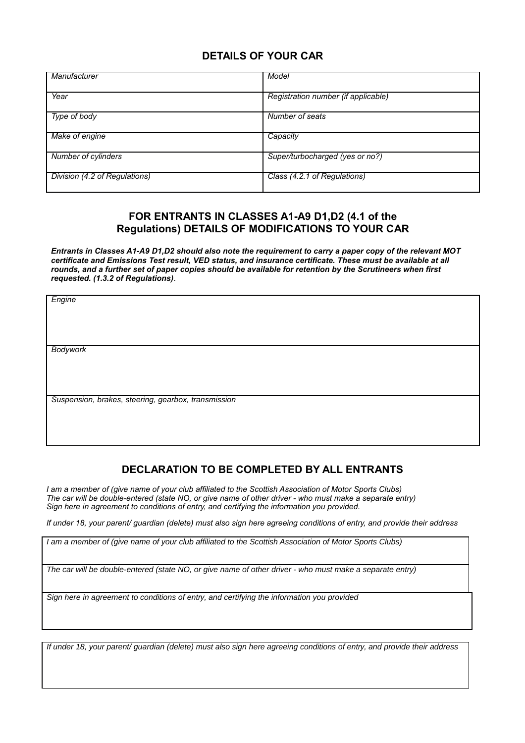## DETAILS OF YOUR CAR

| | |
|---|---|
| *Manufacturer* | *Model* |
| *Year* | *Registration number (if applicable)* |
| *Type of body* | *Number of seats* |
| *Make of engine* | *Capacity* |
| *Number of cylinders* | *Super/turbocharged (yes or no?)* |
| *Division (4.2 of Regulations)* | *Class (4.2.1 of Regulations)* |

## FOR ENTRANTS IN CLASSES A1-A9 D1,D2 (4.1 of the Regulations) DETAILS OF MODIFICATIONS TO YOUR CAR

***Entrants in Classes A1-A9 D1,D2 should also note the requirement to carry a paper copy of the relevant MOT certificate and Emissions Test result, VED status, and insurance certificate. These must be available at all rounds, and a further set of paper copies should be available for retention by the Scrutineers when first requested. (1.3.2 of Regulations)***.

| |
|---|
| *Engine* |
| *Bodywork* |
| *Suspension, brakes, steering, gearbox, transmission* |

## DECLARATION TO BE COMPLETED BY ALL ENTRANTS

*I am a member of (give name of your club affiliated to the Scottish Association of Motor Sports Clubs)*
*The car will be double-entered (state NO, or give name of other driver - who must make a separate entry)*
*Sign here in agreement to conditions of entry, and certifying the information you provided.*

*If under 18, your parent/ guardian (delete) must also sign here agreeing conditions of entry, and provide their address*

| |
|---|
| *I am a member of (give name of your club affiliated to the Scottish Association of Motor Sports Clubs)* |
| *The car will be double-entered (state NO, or give name of other driver - who must make a separate entry)* |
| *Sign here in agreement to conditions of entry, and certifying the information you provided* |

| |
|---|
| *If under 18, your parent/ guardian (delete) must also sign here agreeing conditions of entry, and provide their address* |